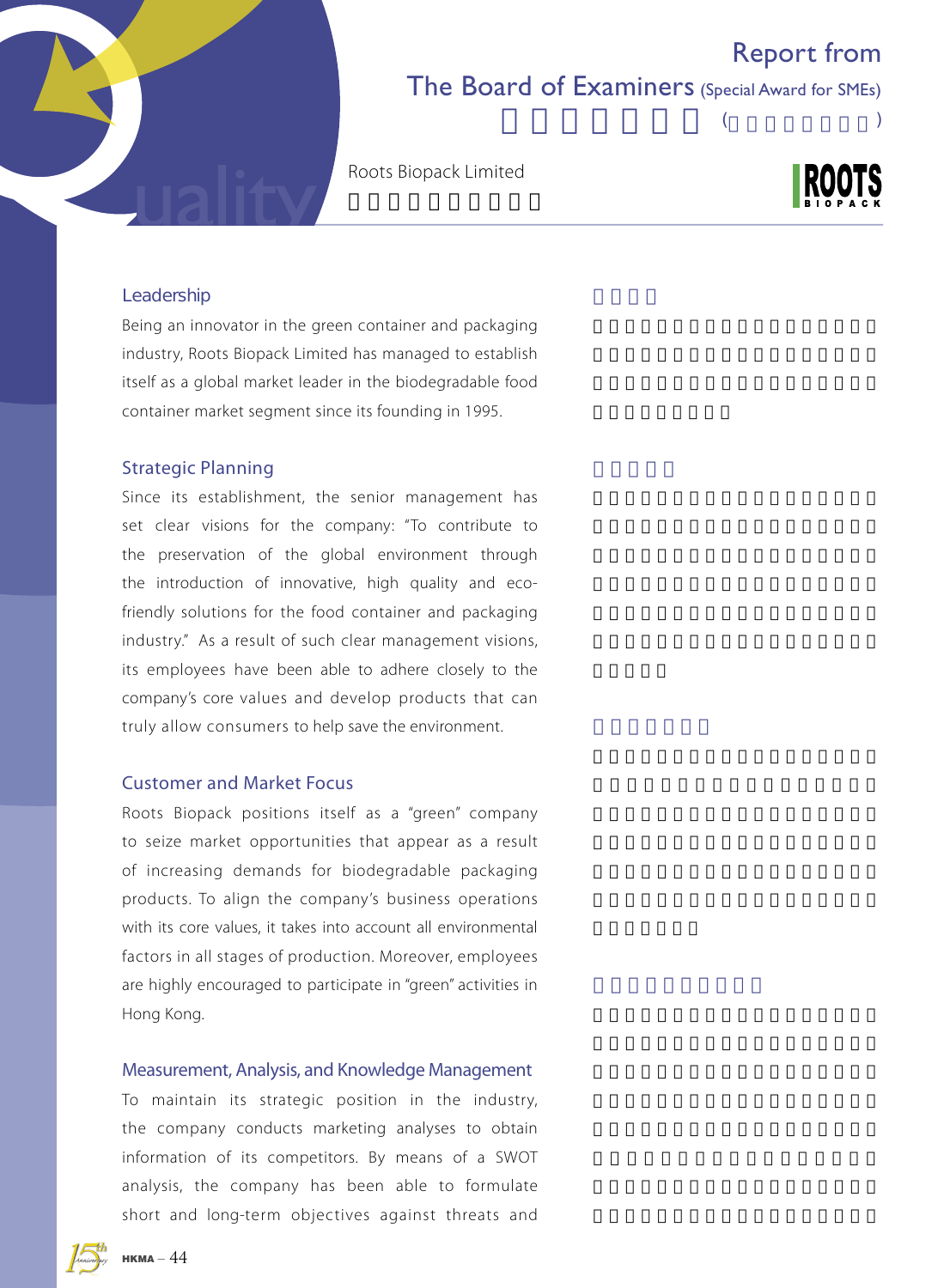# Report from The Board of Examiners (Special Award for SMEs)

## Roots Biopack Limited

### Leadership

Being an innovator in the green container and packaging industry, Roots Biopack Limited has managed to establish itself as a global market leader in the biodegradable food container market segment since its founding in 1995.

### Strategic Planning

Since its establishment, the senior management has set clear visions for the company: "To contribute to the preservation of the global environment through the introduction of innovative, high quality and eco-friendly solutions for the food container and packaging industry." As a result of such clear management visions, its employees have been able to adhere closely to the company's core values and develop products that can truly allow consumers to help save the environment.

### Customer and Market Focus

Roots Biopack positions itself as a "green" company to seize market opportunities that appear as a result of increasing demands for biodegradable packaging products. To align the company's business operations with its core values, it takes into account all environmental factors in all stages of production. Moreover, employees are highly encouraged to participate in "green" activities in Hong Kong.

### Measurement, Analysis, and Knowledge Management

To maintain its strategic position in the industry, the company conducts marketing analyses to obtain information of its competitors. By means of a SWOT analysis, the company has been able to formulate short and long-term objectives against threats and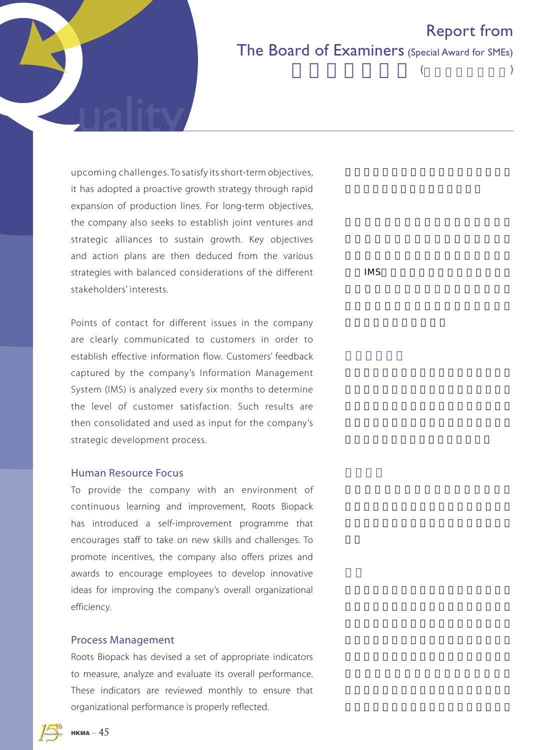upcoming challenges. To satisfy its short-term objectives, it has adopted a proactive growth strategy through rapid expansion of production lines. For long-term objectives, the company also seeks to establish joint ventures and strategic alliances to sustain growth. Key objectives and action plans are then deduced from the various strategies with balanced considerations of the different stakeholders' interests.

Points of contact for different issues in the company are clearly communicated to customers in order to establish effective information flow. Customers' feedback captured by the company's Information Management System (IMS) is analyzed every six months to determine the level of customer satisfaction. Such results are then consolidated and used as input for the company's strategic development process.

### Human Resource Focus

To provide the company with an environment of continuous learning and improvement, Roots Biopack has introduced a self-improvement programme that encourages staff to take on new skills and challenges. To promote incentives, the company also offers prizes and awards to encourage employees to develop innovative ideas for improving the company's overall organizational efficiency.

### Process Management

Roots Biopack has devised a set of appropriate indicators to measure, analyze and evaluate its overall performance. These indicators are reviewed monthly to ensure that organizational performance is properly reflected.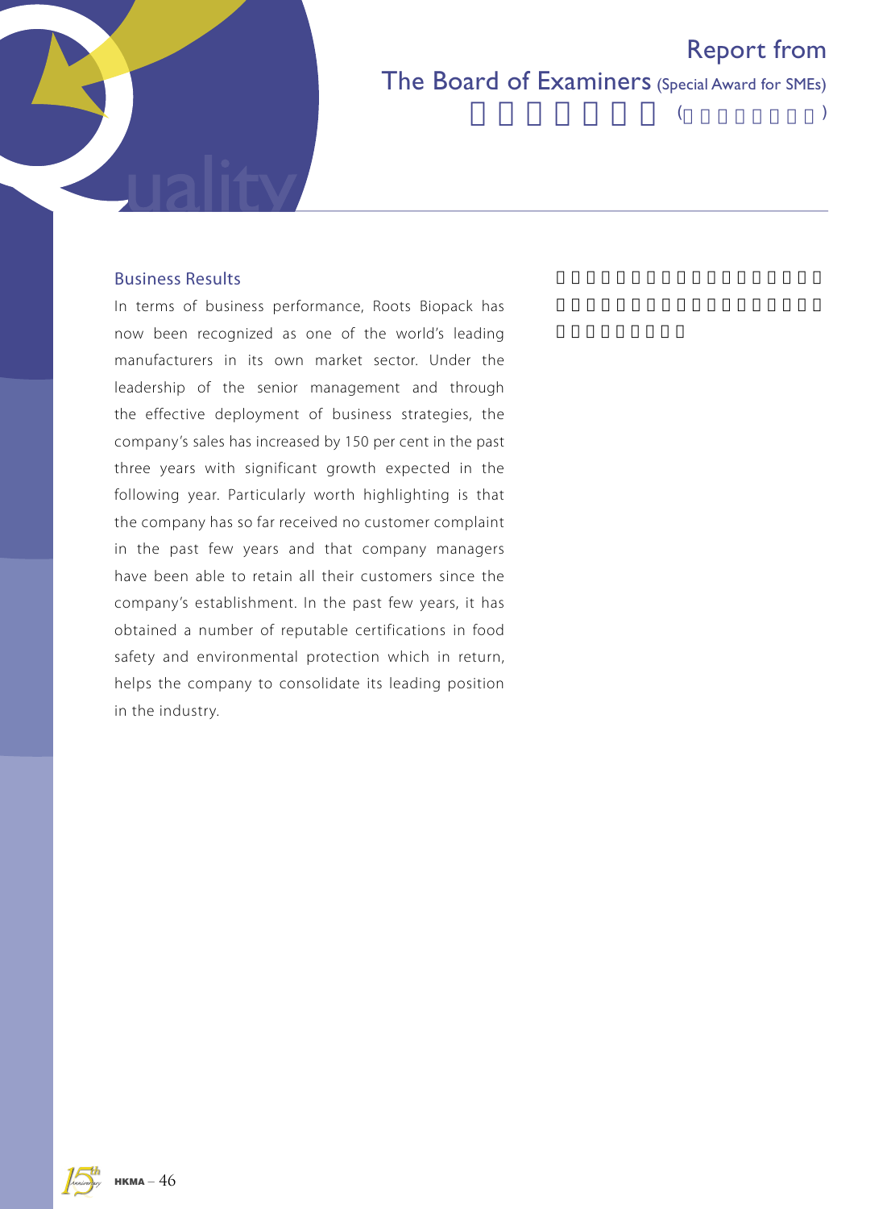# Report from The Board of Examiners (Special Award for SMEs)

## Business Results

In terms of business performance, Roots Biopack has now been recognized as one of the world's leading manufacturers in its own market sector. Under the leadership of the senior management and through the effective deployment of business strategies, the company's sales has increased by 150 per cent in the past three years with significant growth expected in the following year. Particularly worth highlighting is that the company has so far received no customer complaint in the past few years and that company managers have been able to retain all their customers since the company's establishment. In the past few years, it has obtained a number of reputable certifications in food safety and environmental protection which in return, helps the company to consolidate its leading position in the industry.